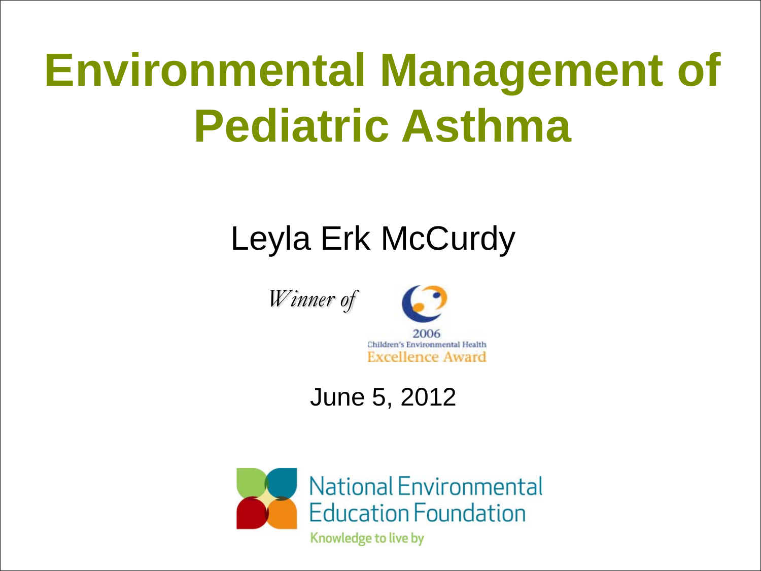# Environmental Management of Pediatric Asthma

Leyla Erk McCurdy

*Winner of*

2006 Children's Environmental Health Excellence Award

June 5, 2012

National Environmental Education Foundation

Knowledge to live by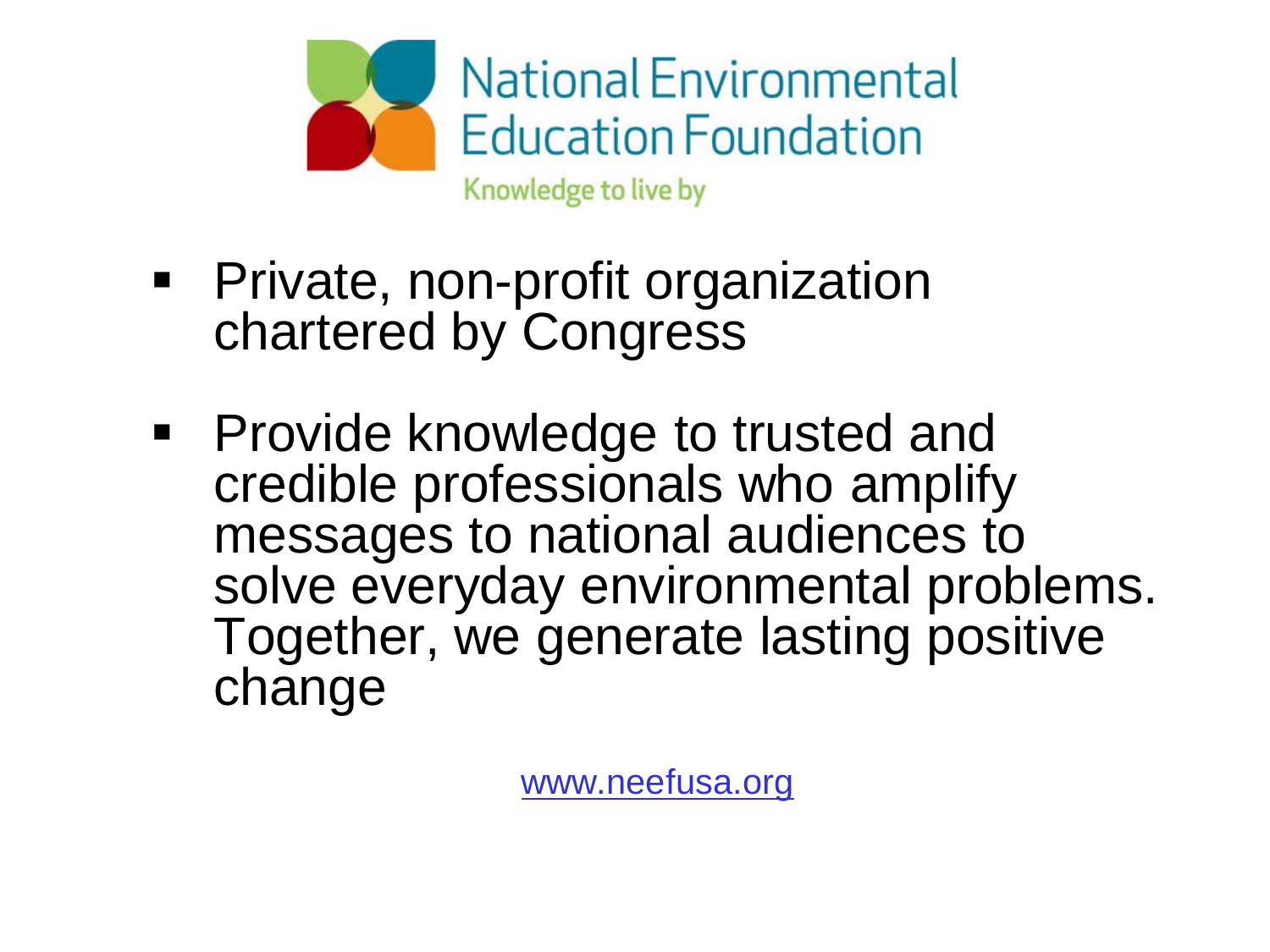# National Environmental Education Foundation

Knowledge to live by

- Private, non-profit organization chartered by Congress
- Provide knowledge to trusted and credible professionals who amplify messages to national audiences to solve everyday environmental problems. Together, we generate lasting positive change

www.neefusa.org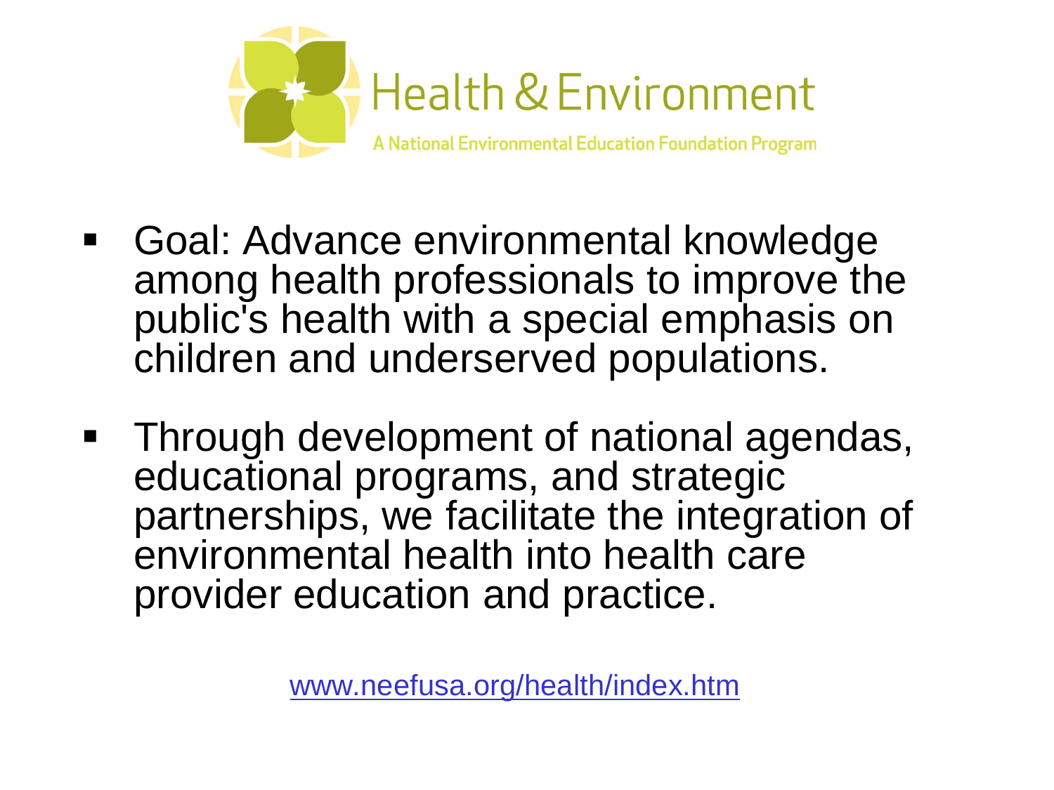# Health & Environment

A National Environmental Education Foundation Program

- Goal: Advance environmental knowledge among health professionals to improve the public's health with a special emphasis on children and underserved populations.
- Through development of national agendas, educational programs, and strategic partnerships, we facilitate the integration of environmental health into health care provider education and practice.

www.neefusa.org/health/index.htm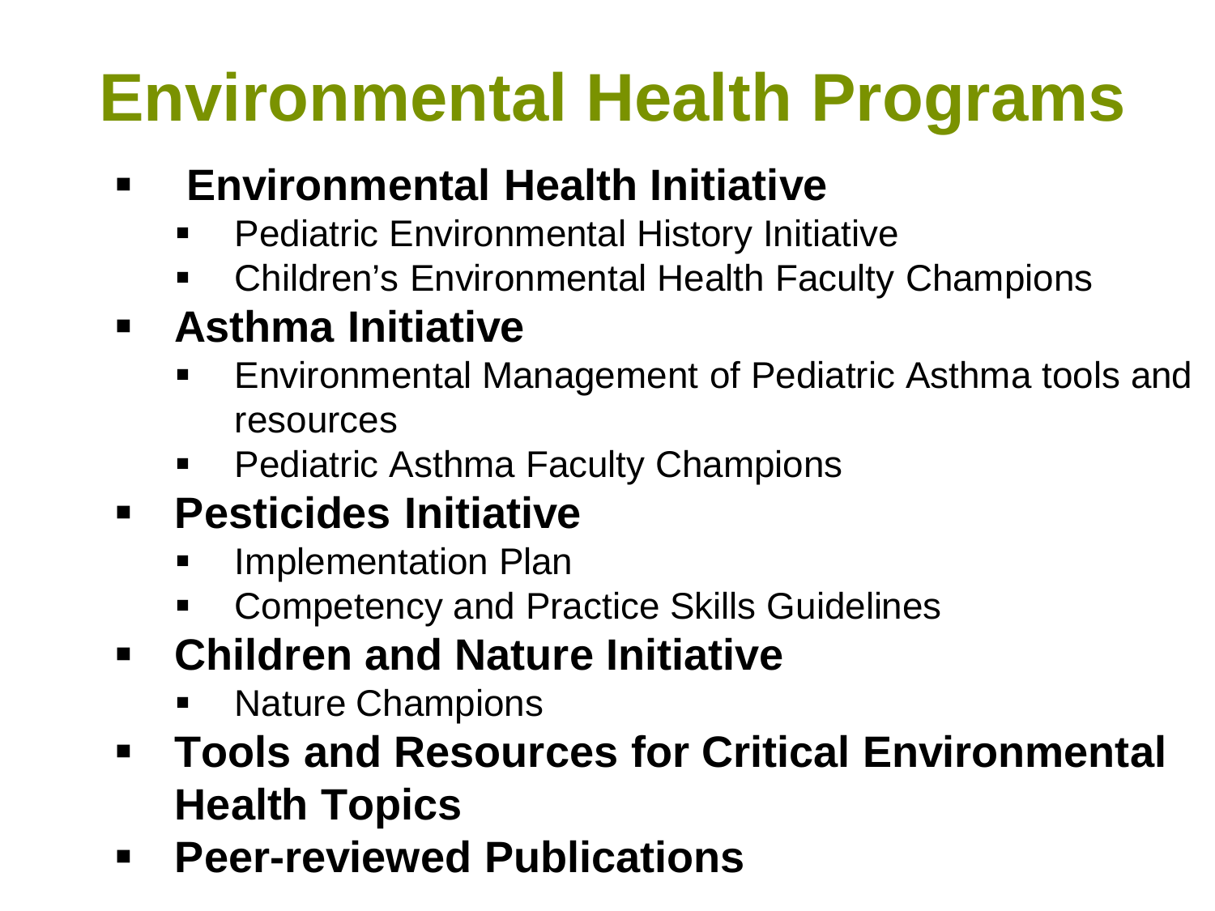# Environmental Health Programs

- **Environmental Health Initiative**
  - Pediatric Environmental History Initiative
  - Children's Environmental Health Faculty Champions
- **Asthma Initiative**
  - Environmental Management of Pediatric Asthma tools and resources
  - Pediatric Asthma Faculty Champions
- **Pesticides Initiative**
  - Implementation Plan
  - Competency and Practice Skills Guidelines
- **Children and Nature Initiative**
  - Nature Champions
- **Tools and Resources for Critical Environmental Health Topics**
- **Peer-reviewed Publications**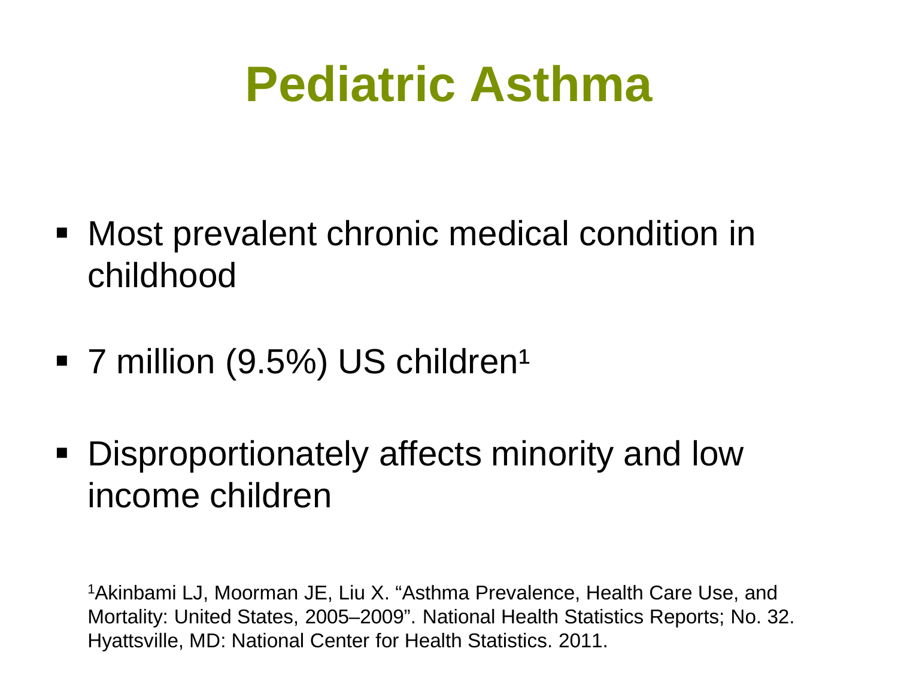# Pediatric Asthma

- Most prevalent chronic medical condition in childhood
- 7 million (9.5%) US children[1]
- Disproportionately affects minority and low income children

[1]Akinbami LJ, Moorman JE, Liu X. "Asthma Prevalence, Health Care Use, and Mortality: United States, 2005–2009". National Health Statistics Reports; No. 32. Hyattsville, MD: National Center for Health Statistics. 2011.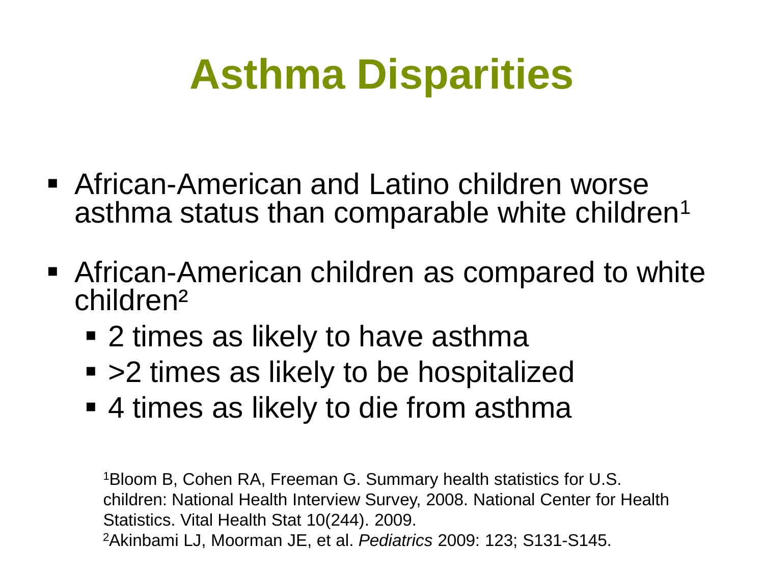# Asthma Disparities

- African-American and Latino children worse asthma status than comparable white children[1]
- African-American children as compared to white children[2]
  - 2 times as likely to have asthma
  - >2 times as likely to be hospitalized
  - 4 times as likely to die from asthma

[1]Bloom B, Cohen RA, Freeman G. Summary health statistics for U.S. children: National Health Interview Survey, 2008. National Center for Health Statistics. Vital Health Stat 10(244). 2009.
[2]Akinbami LJ, Moorman JE, et al. *Pediatrics* 2009: 123; S131-S145.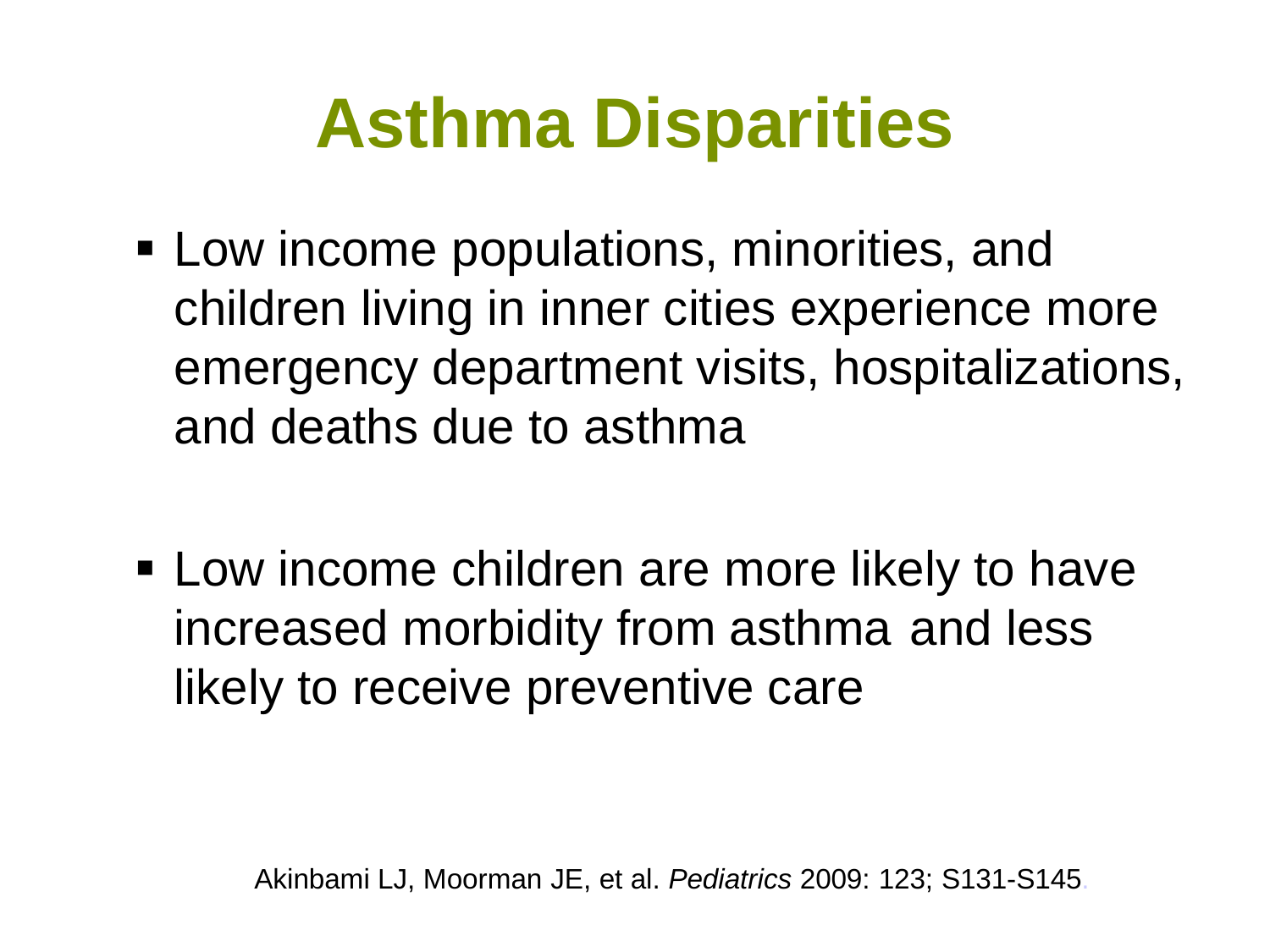# Asthma Disparities

- Low income populations, minorities, and children living in inner cities experience more emergency department visits, hospitalizations, and deaths due to asthma

- Low income children are more likely to have increased morbidity from asthma and less likely to receive preventive care

Akinbami LJ, Moorman JE, et al. *Pediatrics* 2009: 123; S131-S145.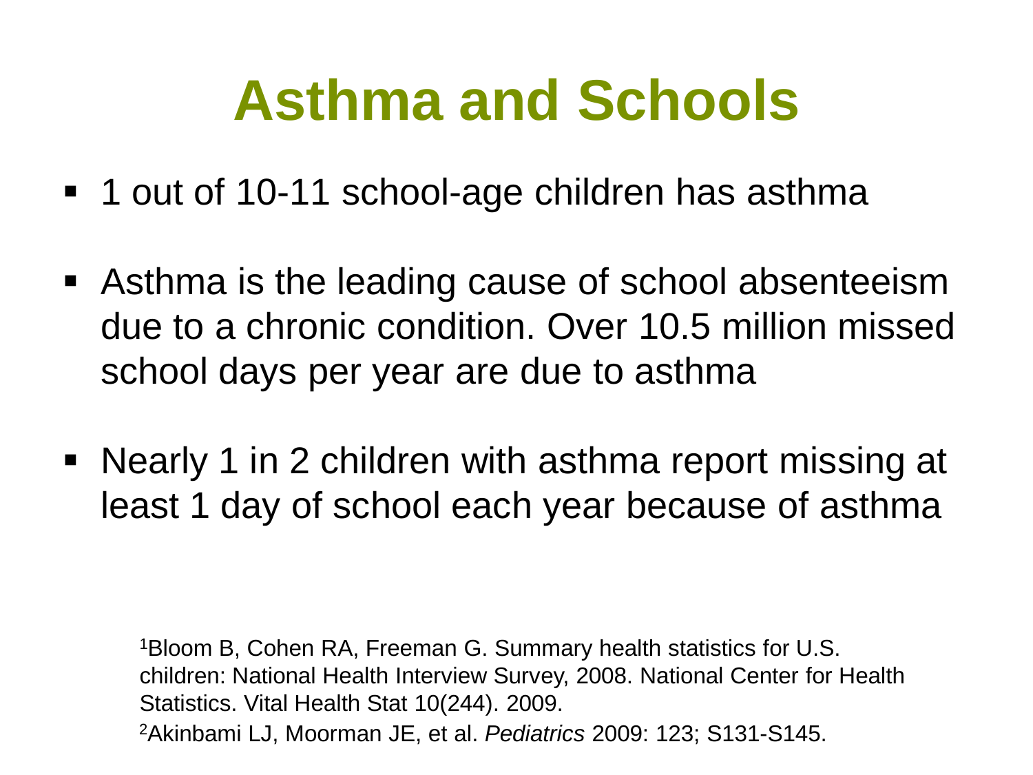# Asthma and Schools

- 1 out of 10-11 school-age children has asthma
- Asthma is the leading cause of school absenteeism due to a chronic condition. Over 10.5 million missed school days per year are due to asthma
- Nearly 1 in 2 children with asthma report missing at least 1 day of school each year because of asthma

[1]Bloom B, Cohen RA, Freeman G. Summary health statistics for U.S. children: National Health Interview Survey, 2008. National Center for Health Statistics. Vital Health Stat 10(244). 2009.

[2]Akinbami LJ, Moorman JE, et al. *Pediatrics* 2009: 123; S131-S145.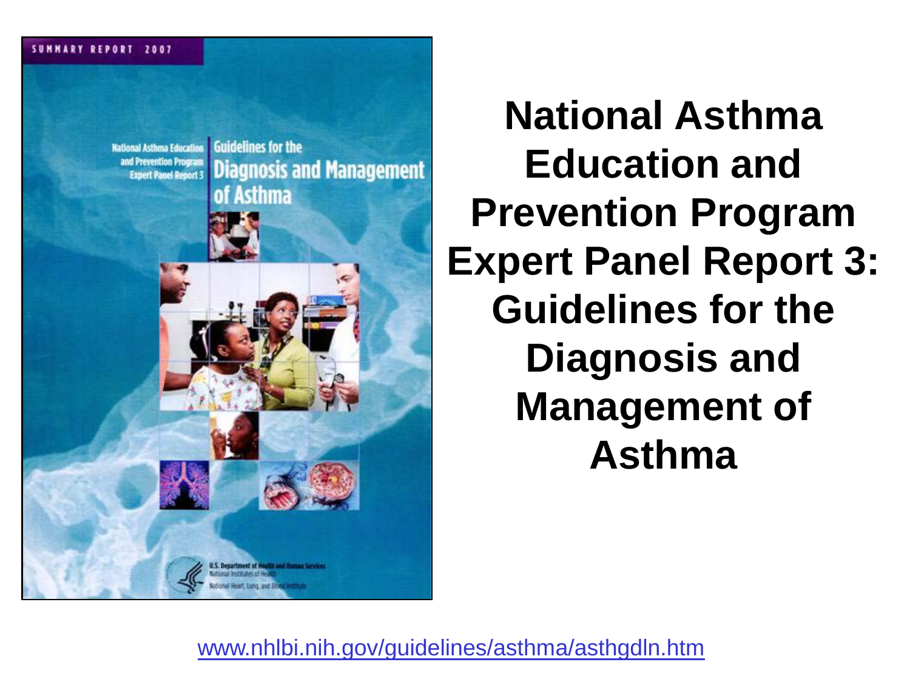# National Asthma Education and Prevention Program Expert Panel Report 3: Guidelines for the Diagnosis and Management of Asthma

www.nhlbi.nih.gov/guidelines/asthma/asthgdln.htm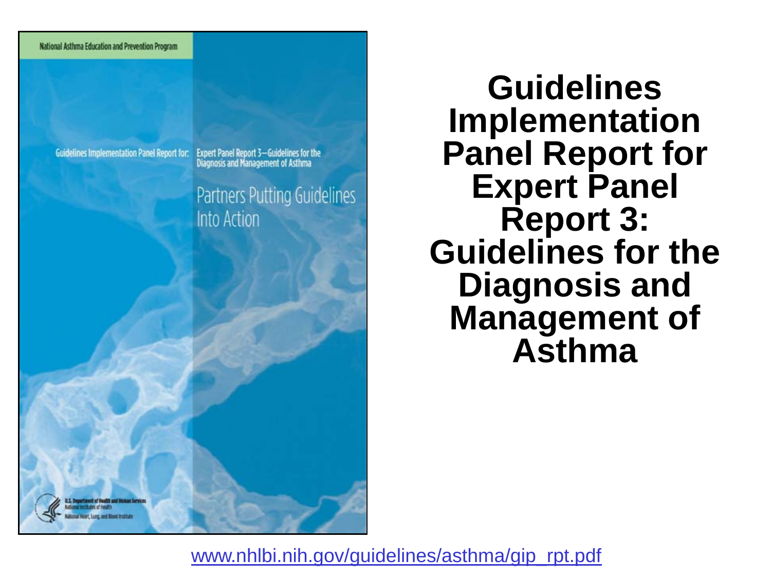# Guidelines Implementation Panel Report for Expert Panel Report 3: Guidelines for the Diagnosis and Management of Asthma

National Asthma Education and Prevention Program

Guidelines Implementation Panel Report for: Expert Panel Report 3—Guidelines for the Diagnosis and Management of Asthma

Partners Putting Guidelines Into Action

U.S. Department of Health and Human Services
National Institutes of Health
National Heart, Lung, and Blood Institute

www.nhlbi.nih.gov/guidelines/asthma/gip_rpt.pdf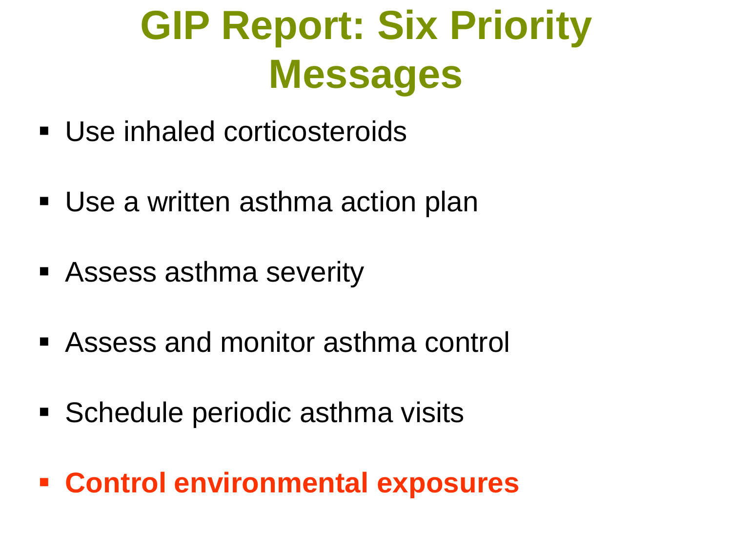# GIP Report: Six Priority Messages

- Use inhaled corticosteroids
- Use a written asthma action plan
- Assess asthma severity
- Assess and monitor asthma control
- Schedule periodic asthma visits
- **Control environmental exposures**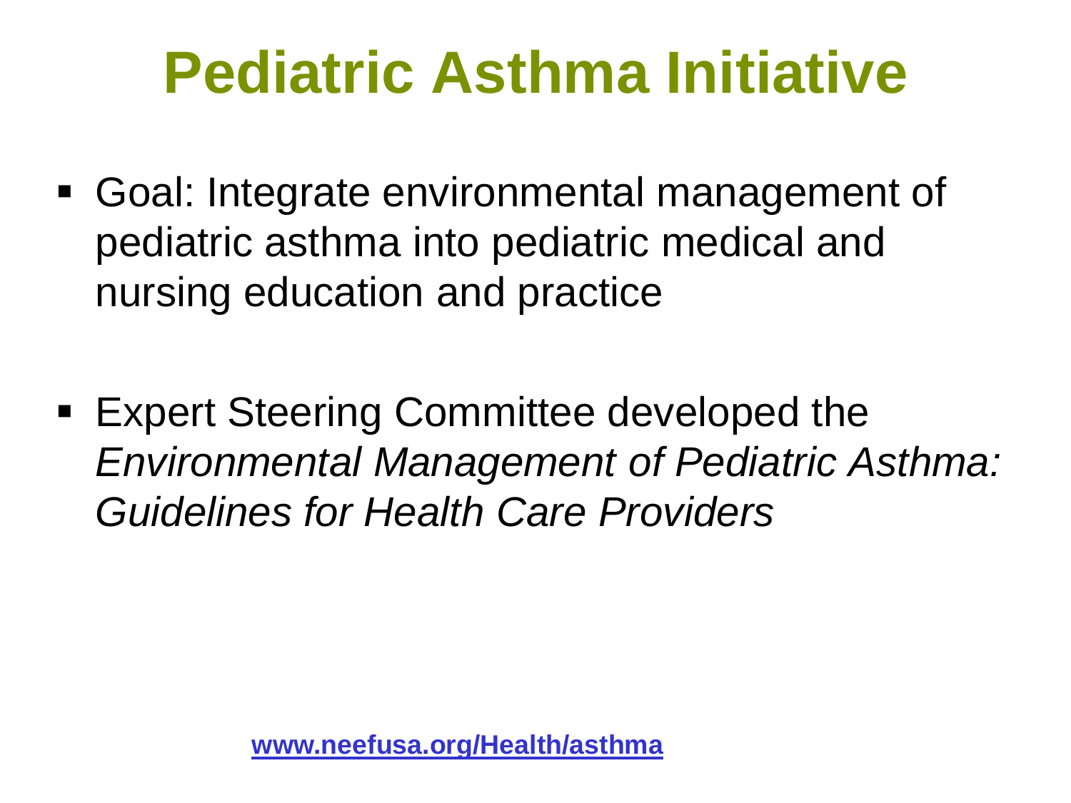# Pediatric Asthma Initiative

- Goal: Integrate environmental management of pediatric asthma into pediatric medical and nursing education and practice

- Expert Steering Committee developed the *Environmental Management of Pediatric Asthma: Guidelines for Health Care Providers*

**www.neefusa.org/Health/asthma**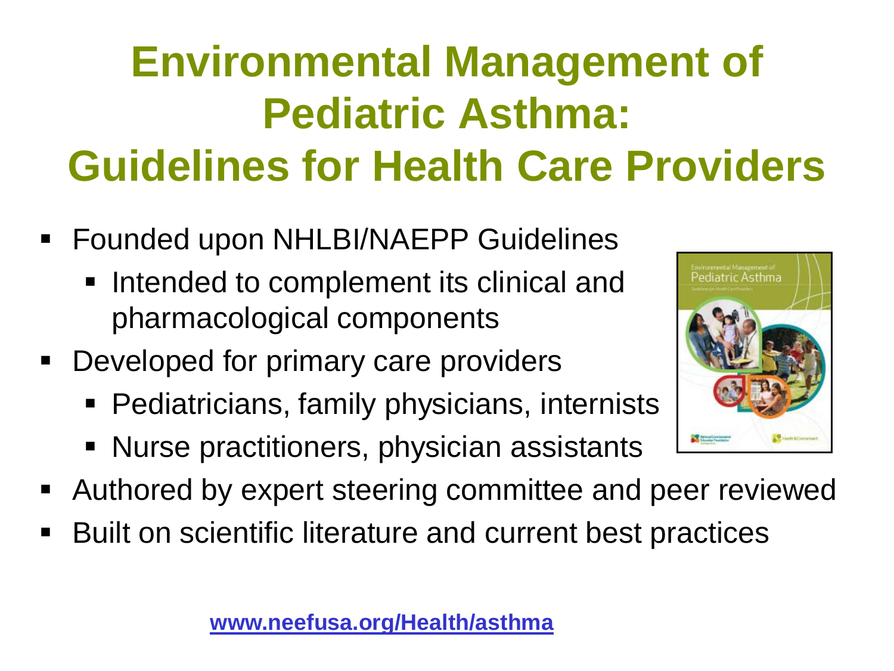# Environmental Management of Pediatric Asthma: Guidelines for Health Care Providers

- Founded upon NHLBI/NAEPP Guidelines
  - Intended to complement its clinical and pharmacological components
- Developed for primary care providers
  - Pediatricians, family physicians, internists
  - Nurse practitioners, physician assistants
- Authored by expert steering committee and peer reviewed
- Built on scientific literature and current best practices

**www.neefusa.org/Health/asthma**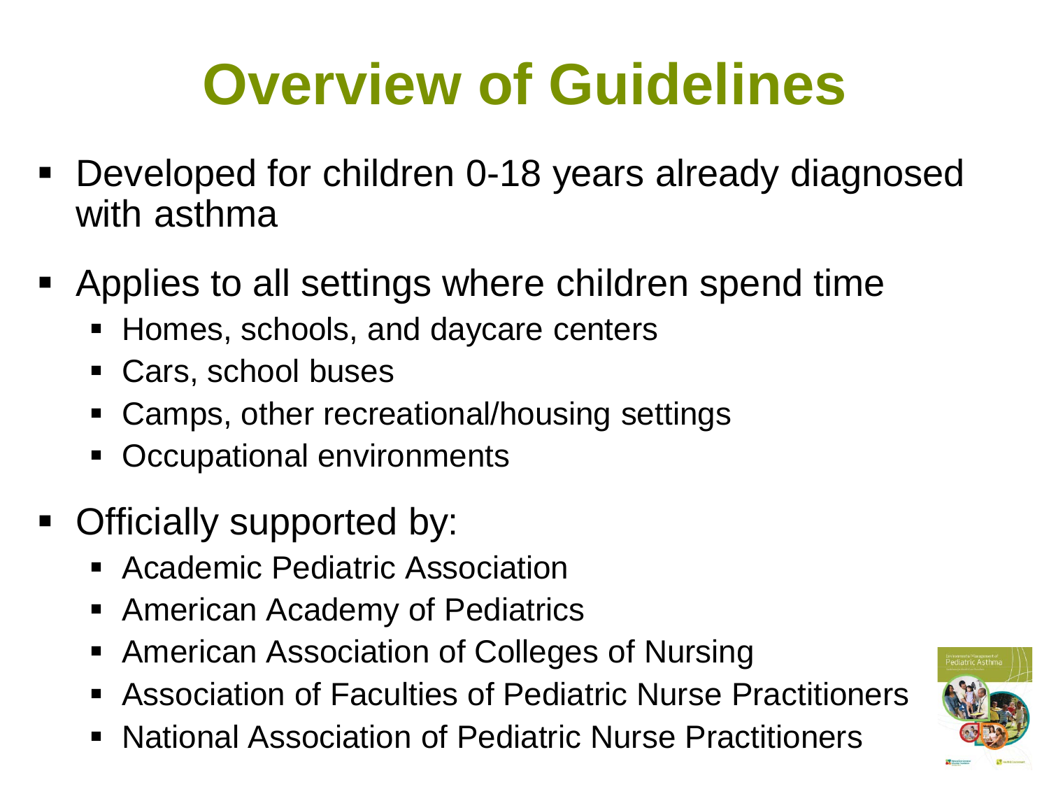# Overview of Guidelines

- Developed for children 0-18 years already diagnosed with asthma
- Applies to all settings where children spend time
  - Homes, schools, and daycare centers
  - Cars, school buses
  - Camps, other recreational/housing settings
  - Occupational environments
- Officially supported by:
  - Academic Pediatric Association
  - American Academy of Pediatrics
  - American Association of Colleges of Nursing
  - Association of Faculties of Pediatric Nurse Practitioners
  - National Association of Pediatric Nurse Practitioners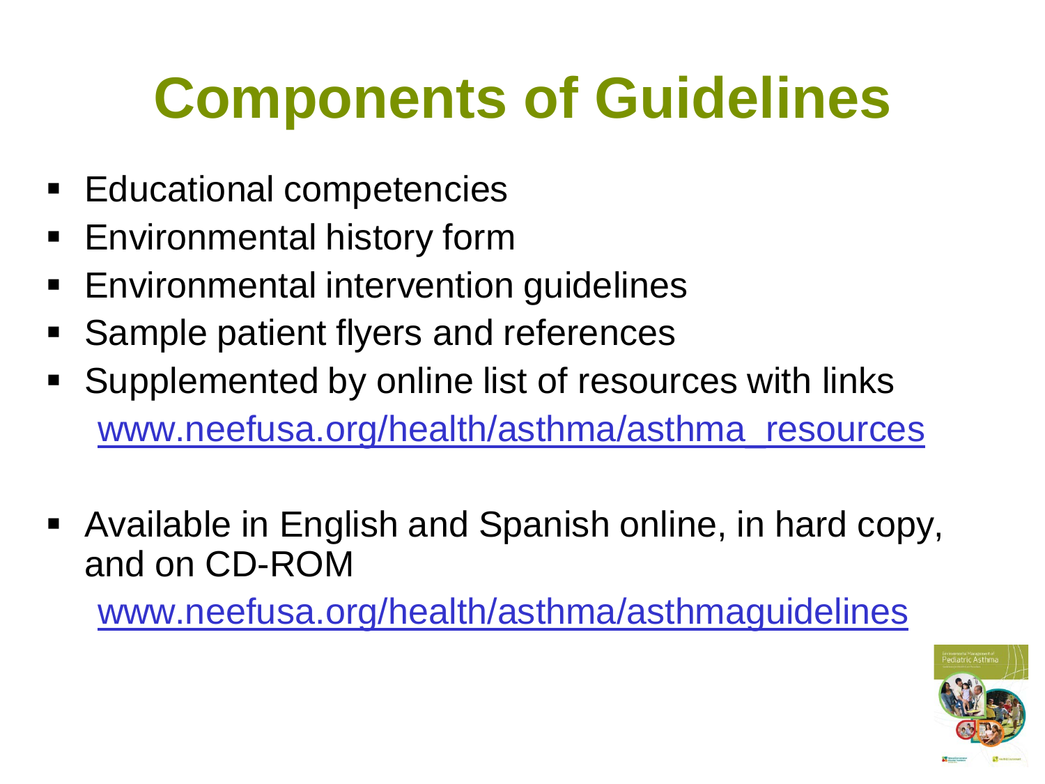# Components of Guidelines

- Educational competencies
- Environmental history form
- Environmental intervention guidelines
- Sample patient flyers and references
- Supplemented by online list of resources with links
  www.neefusa.org/health/asthma/asthma_resources

- Available in English and Spanish online, in hard copy, and on CD-ROM
  www.neefusa.org/health/asthma/asthmaguidelines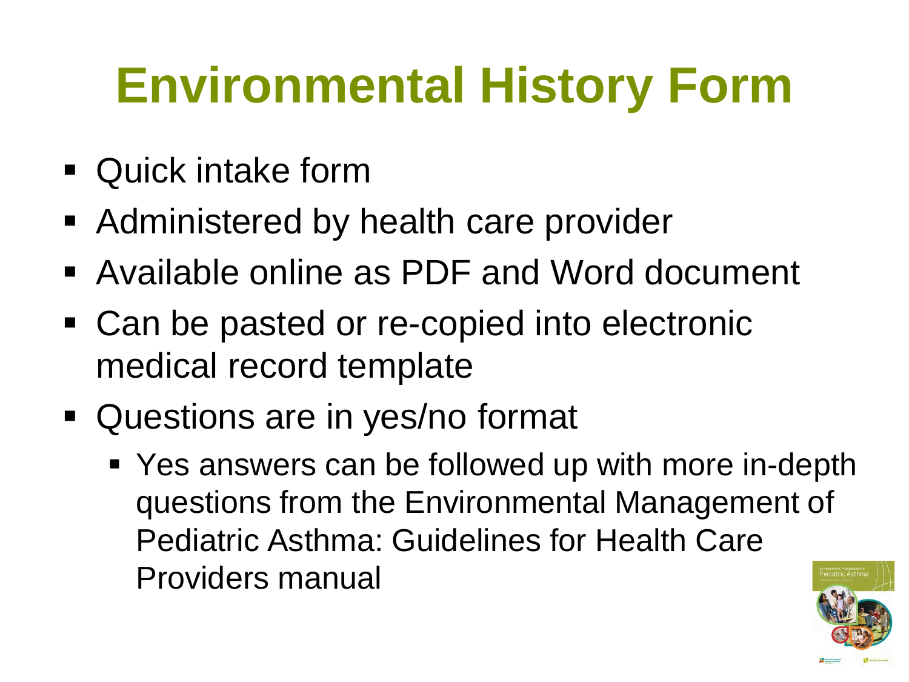# Environmental History Form

- Quick intake form
- Administered by health care provider
- Available online as PDF and Word document
- Can be pasted or re-copied into electronic medical record template
- Questions are in yes/no format
  - Yes answers can be followed up with more in-depth questions from the Environmental Management of Pediatric Asthma: Guidelines for Health Care Providers manual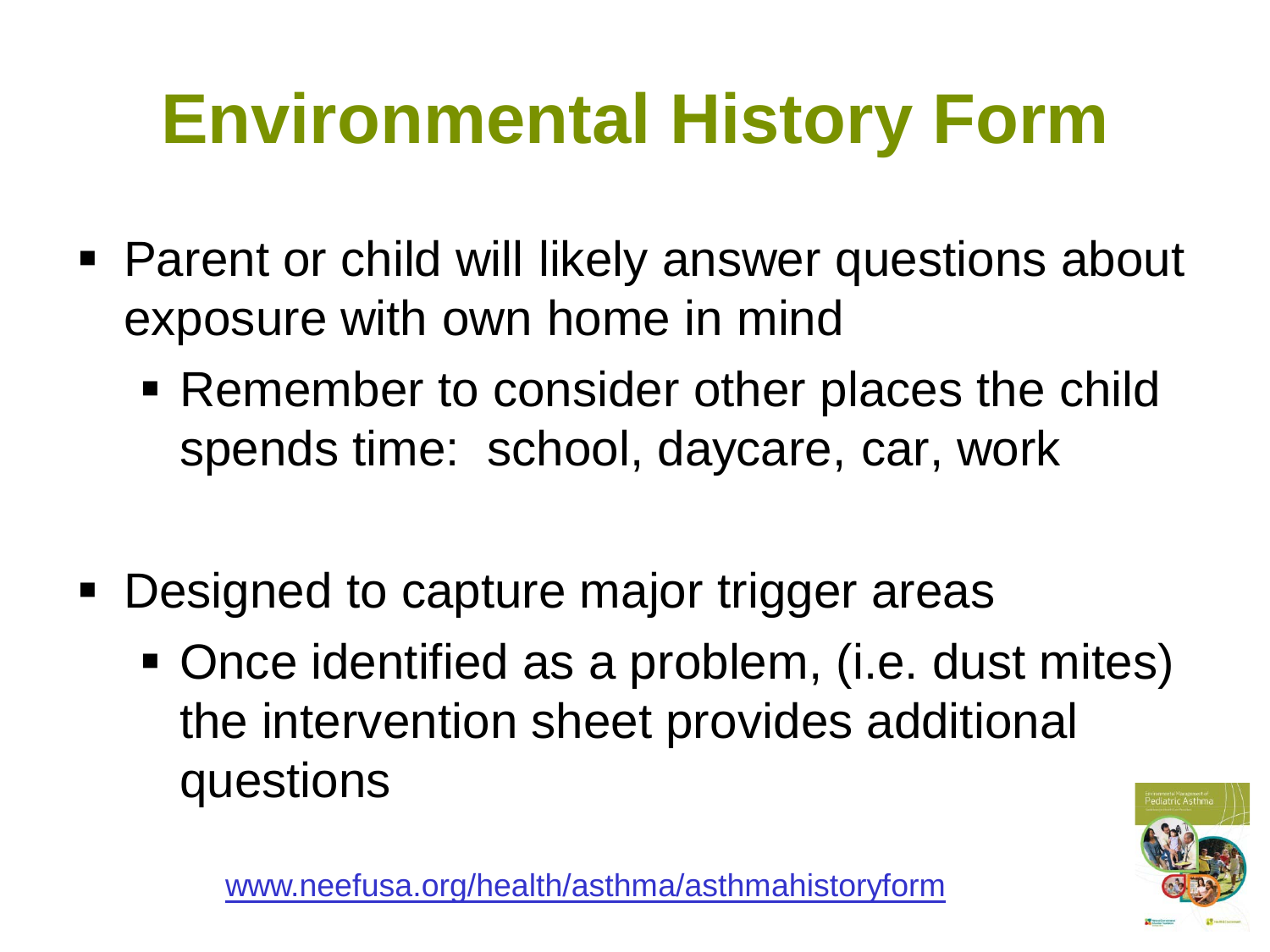# Environmental History Form

- Parent or child will likely answer questions about exposure with own home in mind
  - Remember to consider other places the child spends time: school, daycare, car, work

- Designed to capture major trigger areas
  - Once identified as a problem, (i.e. dust mites) the intervention sheet provides additional questions

www.neefusa.org/health/asthma/asthmahistoryform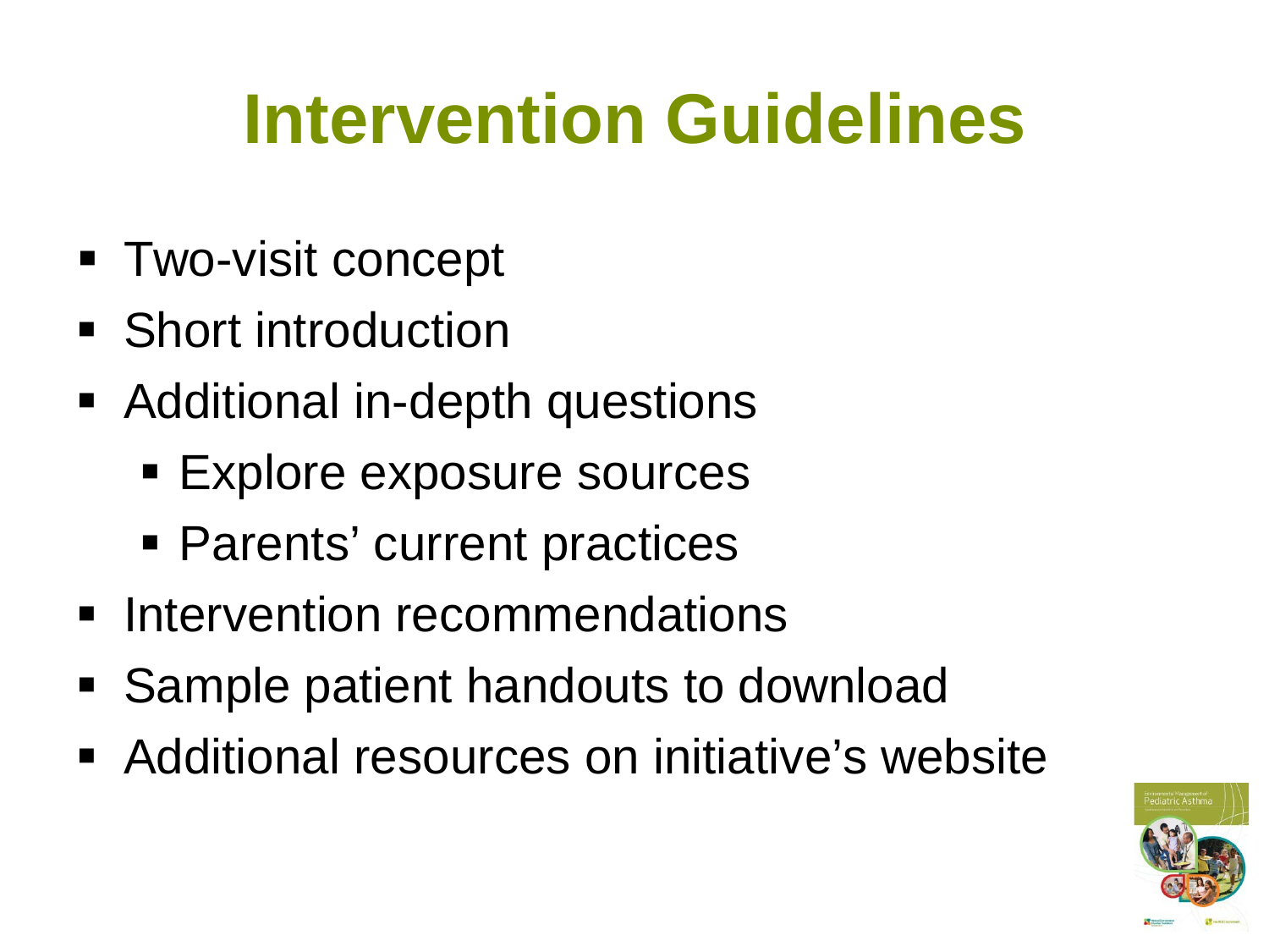# Intervention Guidelines

- Two-visit concept
- Short introduction
- Additional in-depth questions
  - Explore exposure sources
  - Parents' current practices
- Intervention recommendations
- Sample patient handouts to download
- Additional resources on initiative's website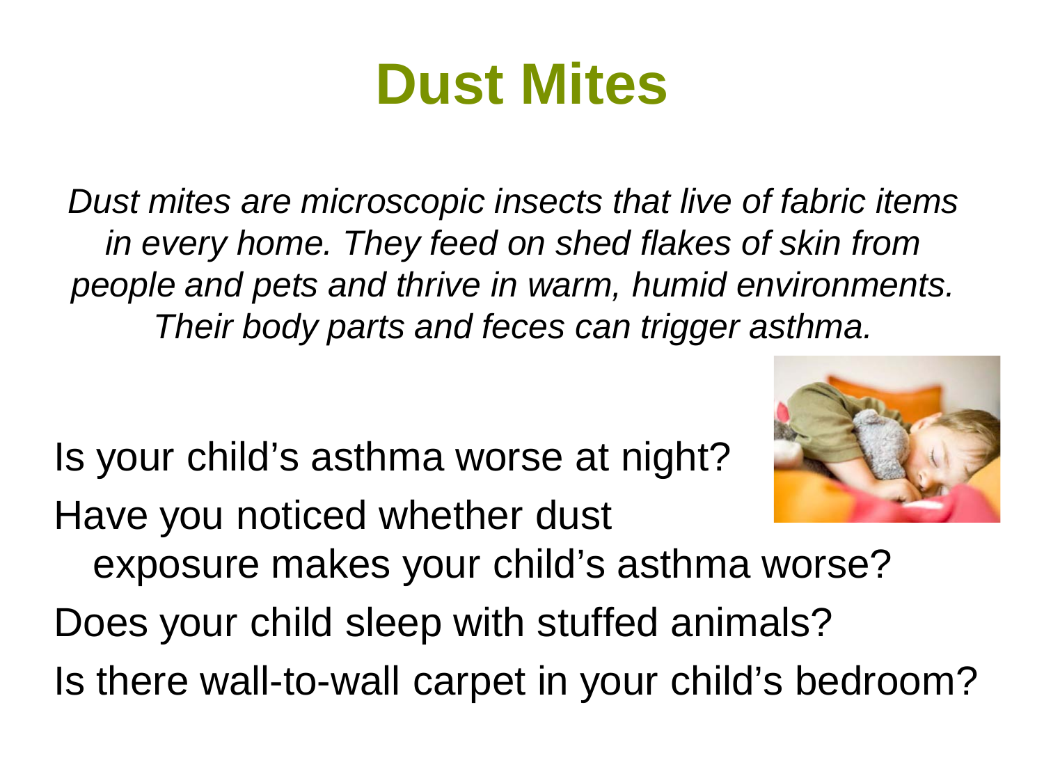# Dust Mites

*Dust mites are microscopic insects that live of fabric items in every home. They feed on shed flakes of skin from people and pets and thrive in warm, humid environments. Their body parts and feces can trigger asthma.*

Is your child's asthma worse at night?

Have you noticed whether dust exposure makes your child's asthma worse?

Does your child sleep with stuffed animals?

Is there wall-to-wall carpet in your child's bedroom?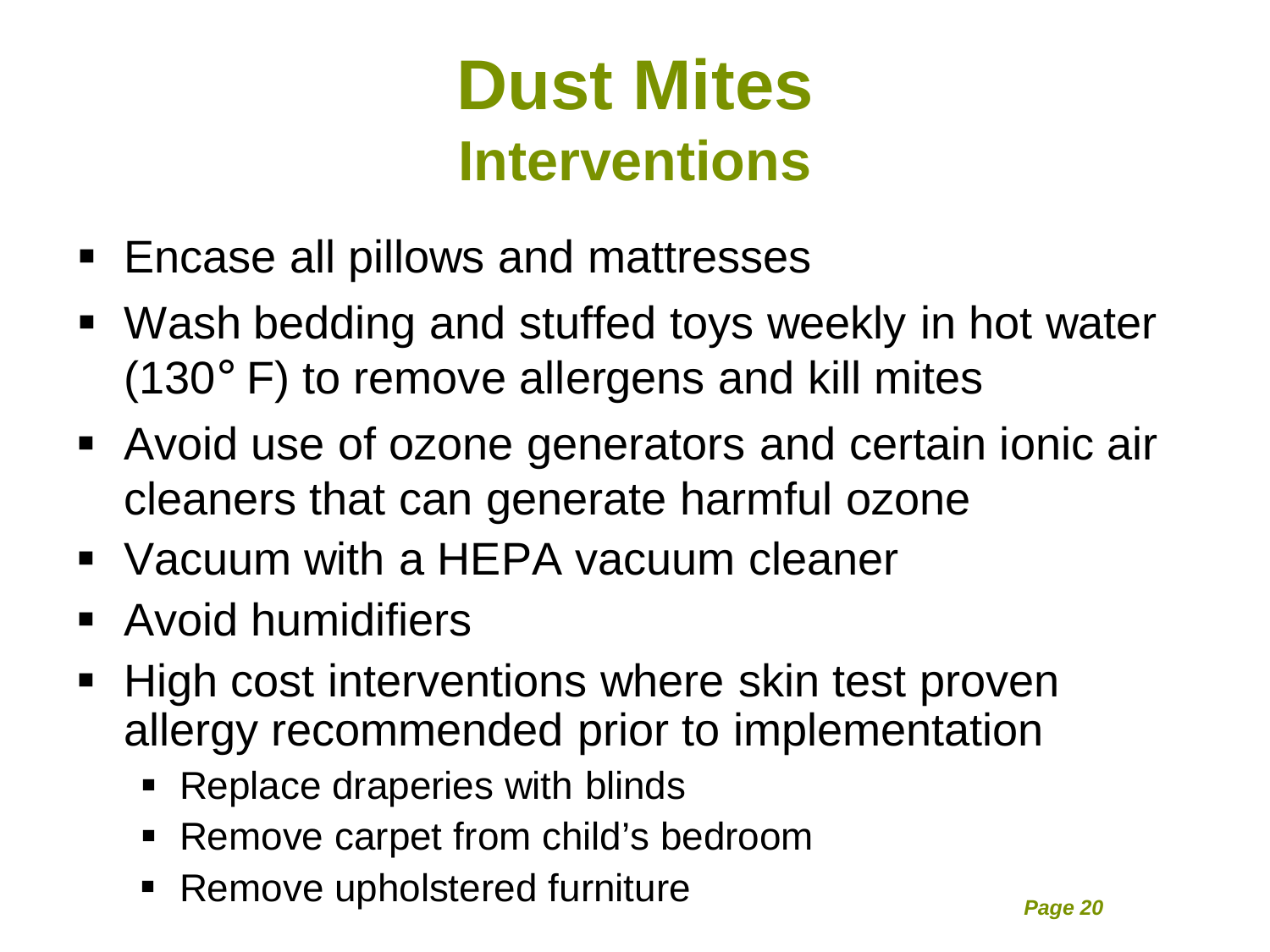# Dust Mites

## Interventions

- Encase all pillows and mattresses
- Wash bedding and stuffed toys weekly in hot water (130° F) to remove allergens and kill mites
- Avoid use of ozone generators and certain ionic air cleaners that can generate harmful ozone
- Vacuum with a HEPA vacuum cleaner
- Avoid humidifiers
- High cost interventions where skin test proven allergy recommended prior to implementation
  - Replace draperies with blinds
  - Remove carpet from child's bedroom
  - Remove upholstered furniture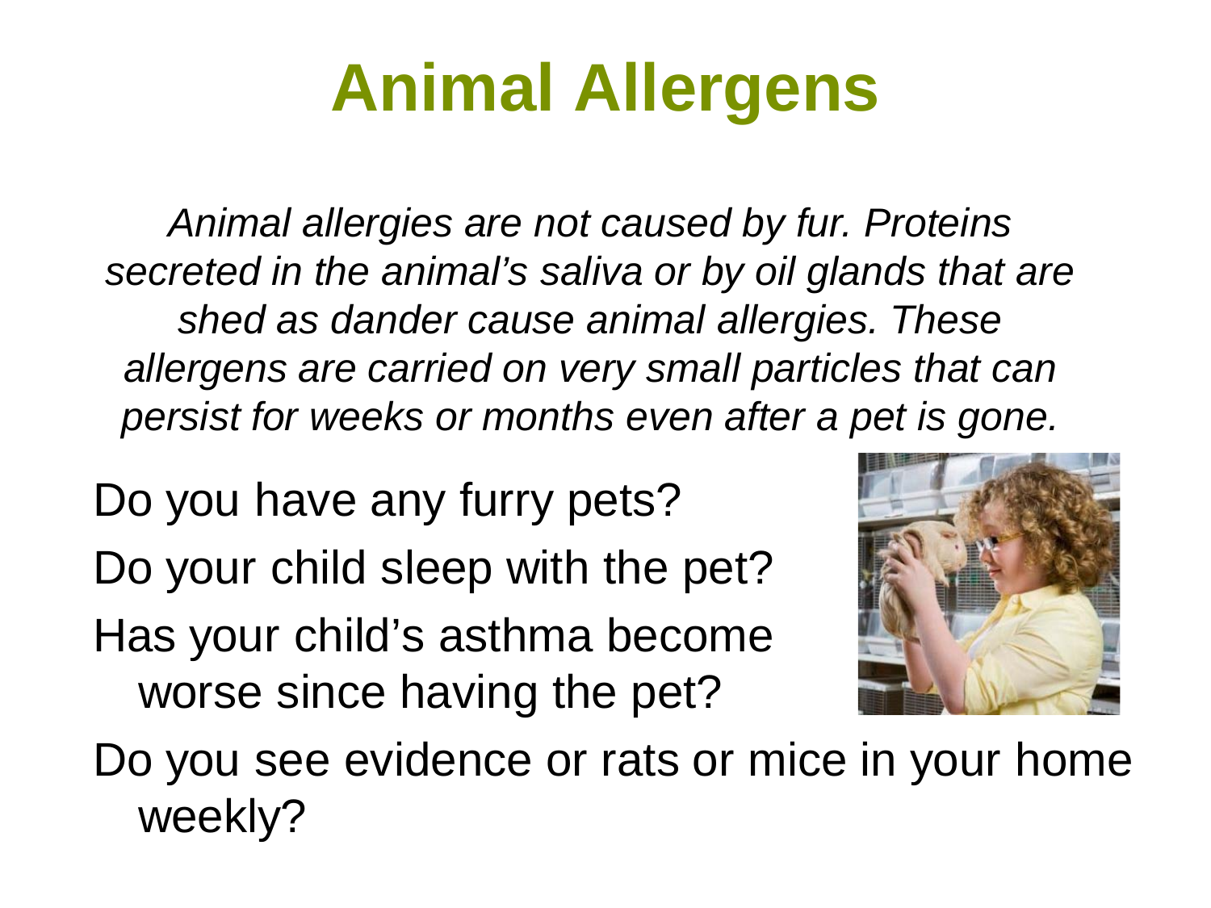# Animal Allergens

*Animal allergies are not caused by fur. Proteins secreted in the animal's saliva or by oil glands that are shed as dander cause animal allergies. These allergens are carried on very small particles that can persist for weeks or months even after a pet is gone.*

Do you have any furry pets?

Do your child sleep with the pet?

Has your child's asthma become worse since having the pet?

Do you see evidence or rats or mice in your home weekly?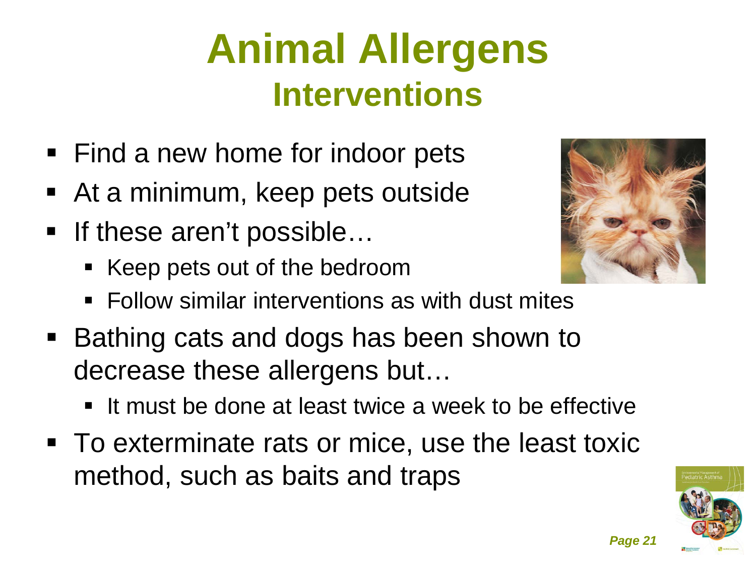# Animal Allergens

## Interventions

- Find a new home for indoor pets
- At a minimum, keep pets outside
- If these aren't possible…
  - Keep pets out of the bedroom
  - Follow similar interventions as with dust mites
- Bathing cats and dogs has been shown to decrease these allergens but…
  - It must be done at least twice a week to be effective
- To exterminate rats or mice, use the least toxic method, such as baits and traps

*Page 21*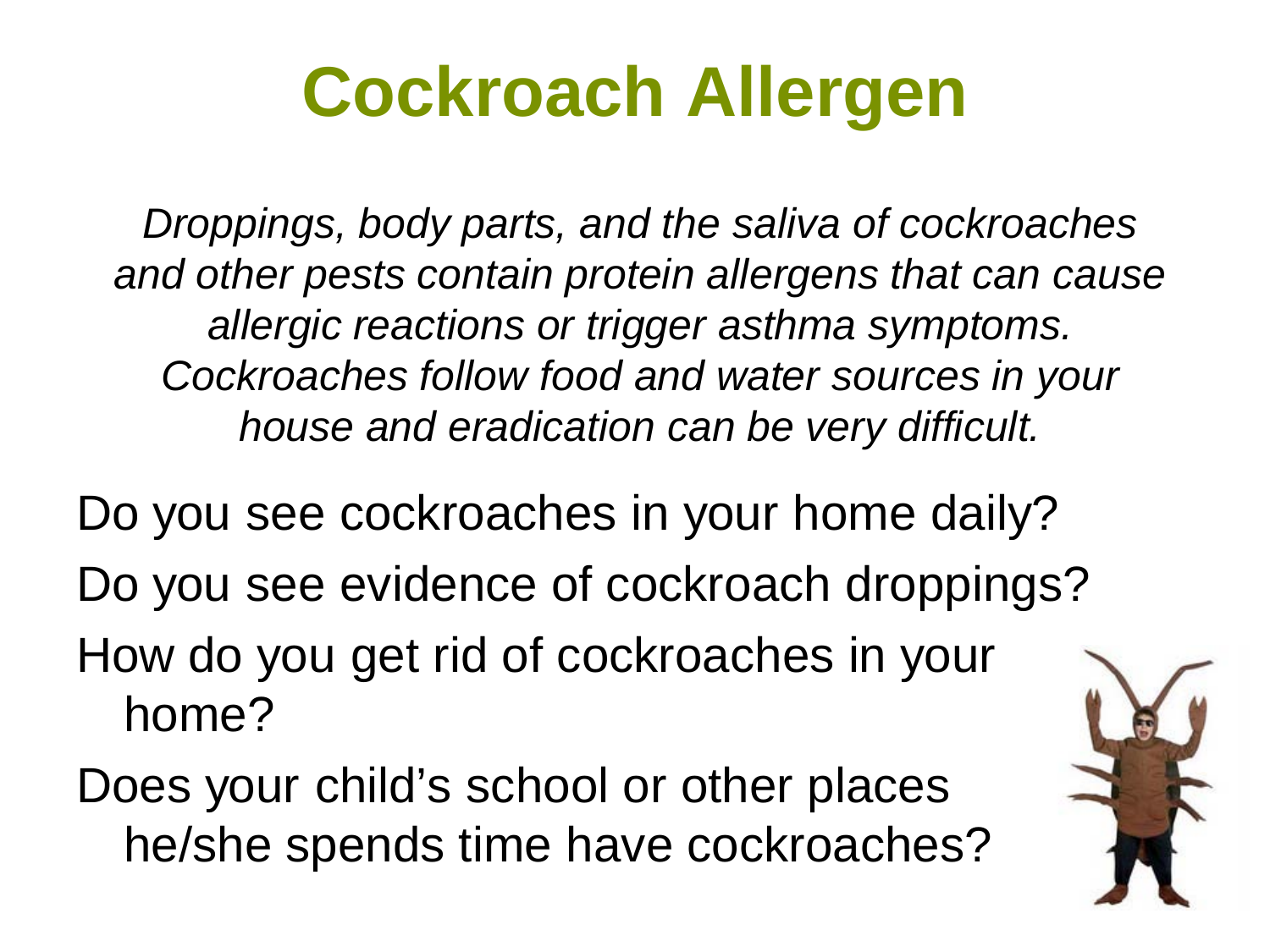# Cockroach Allergen

*Droppings, body parts, and the saliva of cockroaches and other pests contain protein allergens that can cause allergic reactions or trigger asthma symptoms. Cockroaches follow food and water sources in your house and eradication can be very difficult.*

Do you see cockroaches in your home daily?

Do you see evidence of cockroach droppings?

How do you get rid of cockroaches in your home?

Does your child's school or other places he/she spends time have cockroaches?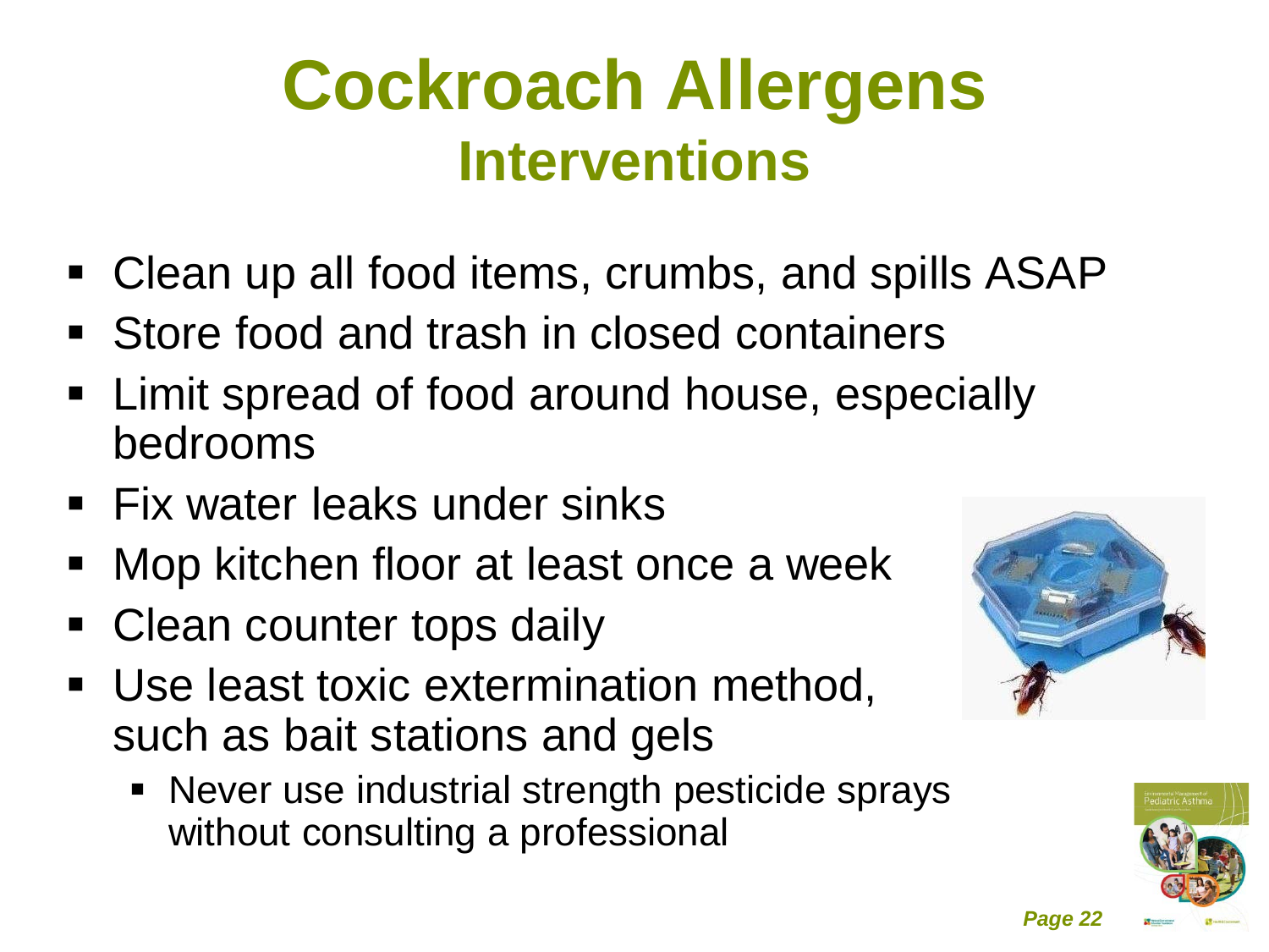# Cockroach Allergens

## Interventions

- Clean up all food items, crumbs, and spills ASAP
- Store food and trash in closed containers
- Limit spread of food around house, especially bedrooms
- Fix water leaks under sinks
- Mop kitchen floor at least once a week
- Clean counter tops daily
- Use least toxic extermination method, such as bait stations and gels
  - Never use industrial strength pesticide sprays without consulting a professional

*Page 22*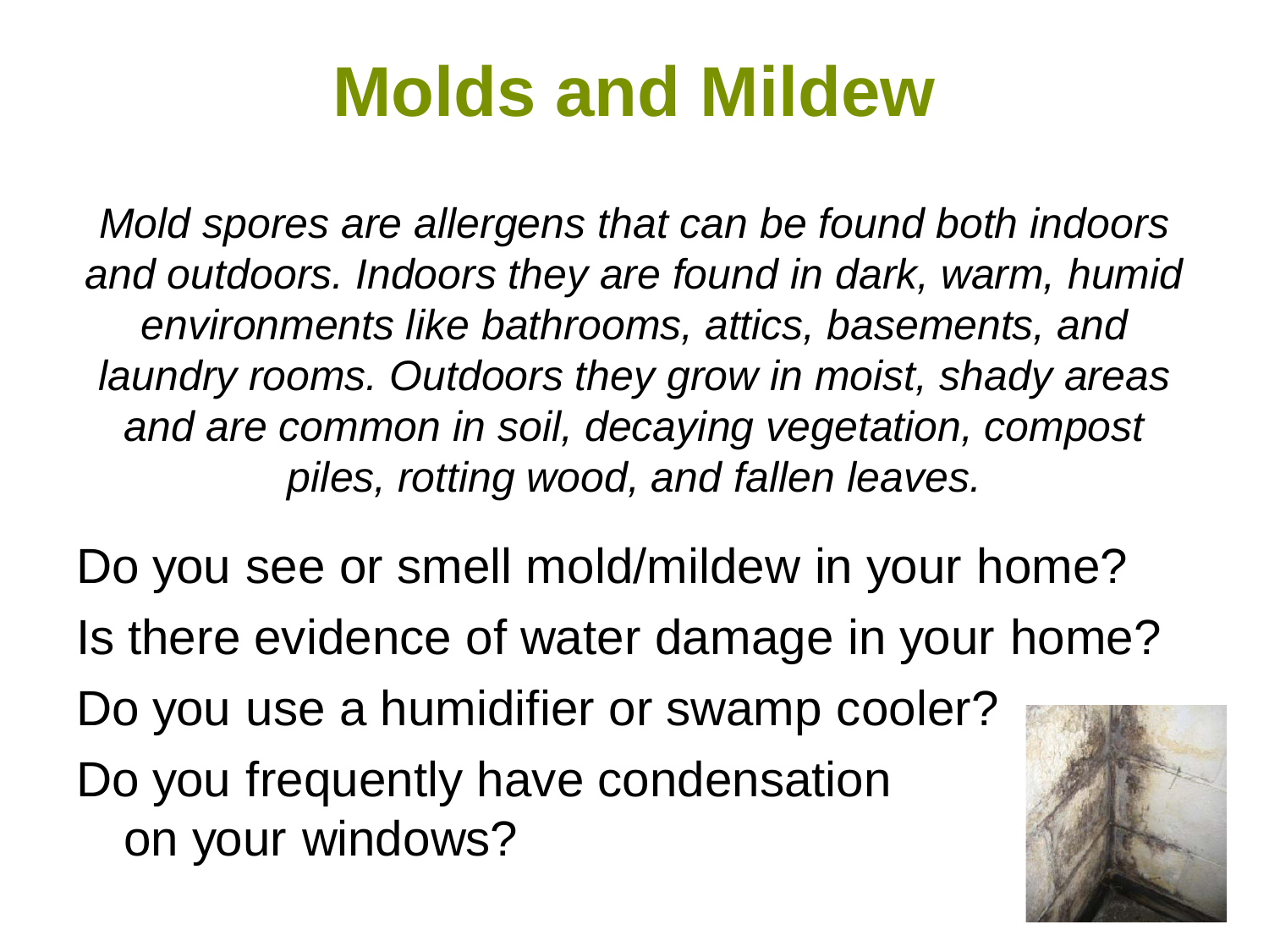# Molds and Mildew

*Mold spores are allergens that can be found both indoors and outdoors. Indoors they are found in dark, warm, humid environments like bathrooms, attics, basements, and laundry rooms. Outdoors they grow in moist, shady areas and are common in soil, decaying vegetation, compost piles, rotting wood, and fallen leaves.*

Do you see or smell mold/mildew in your home?

Is there evidence of water damage in your home?

Do you use a humidifier or swamp cooler?

Do you frequently have condensation on your windows?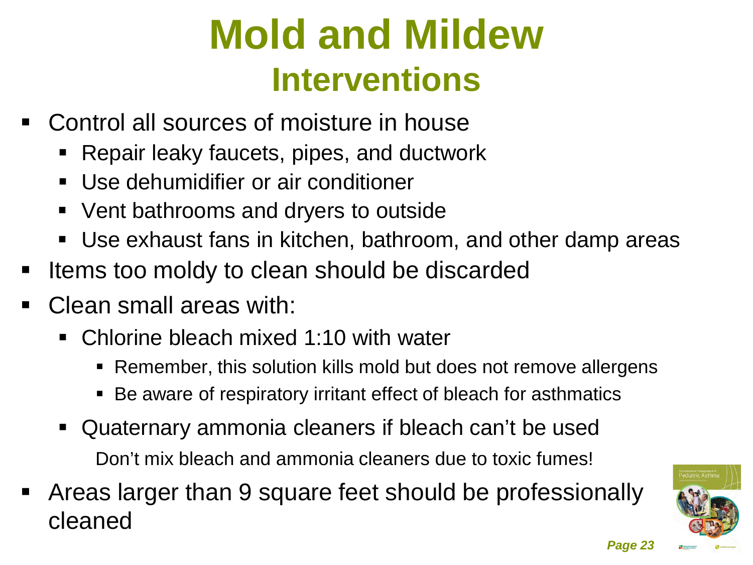# Mold and Mildew

## Interventions

- Control all sources of moisture in house
  - Repair leaky faucets, pipes, and ductwork
  - Use dehumidifier or air conditioner
  - Vent bathrooms and dryers to outside
  - Use exhaust fans in kitchen, bathroom, and other damp areas
- Items too moldy to clean should be discarded
- Clean small areas with:
  - Chlorine bleach mixed 1:10 with water
    - Remember, this solution kills mold but does not remove allergens
    - Be aware of respiratory irritant effect of bleach for asthmatics
  - Quaternary ammonia cleaners if bleach can't be used

    Don't mix bleach and ammonia cleaners due to toxic fumes!
- Areas larger than 9 square feet should be professionally cleaned

*Page 23*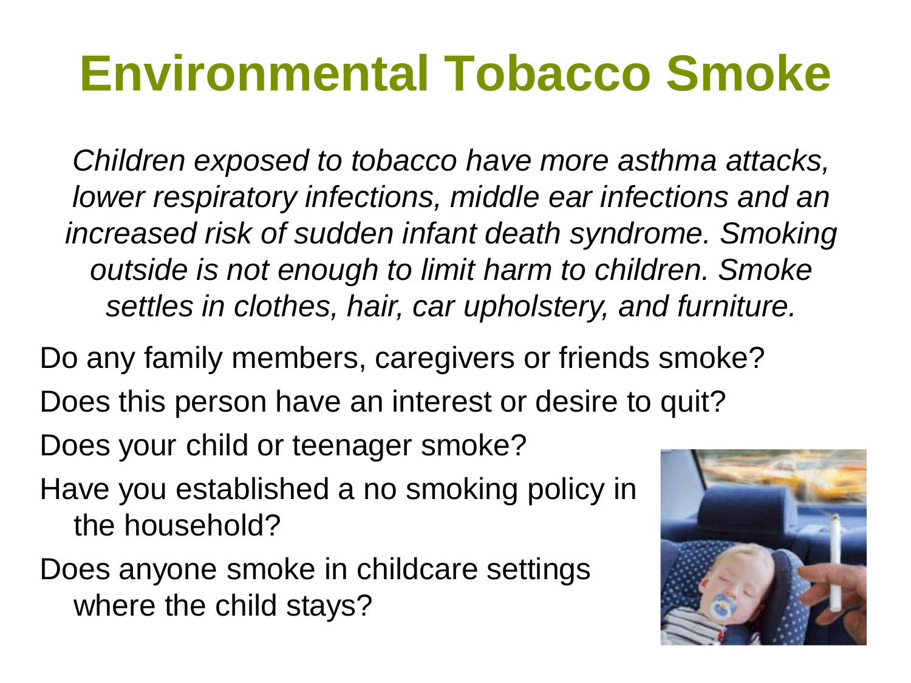# Environmental Tobacco Smoke

*Children exposed to tobacco have more asthma attacks, lower respiratory infections, middle ear infections and an increased risk of sudden infant death syndrome. Smoking outside is not enough to limit harm to children. Smoke settles in clothes, hair, car upholstery, and furniture.*

Do any family members, caregivers or friends smoke?

Does this person have an interest or desire to quit?

Does your child or teenager smoke?

Have you established a no smoking policy in the household?

Does anyone smoke in childcare settings where the child stays?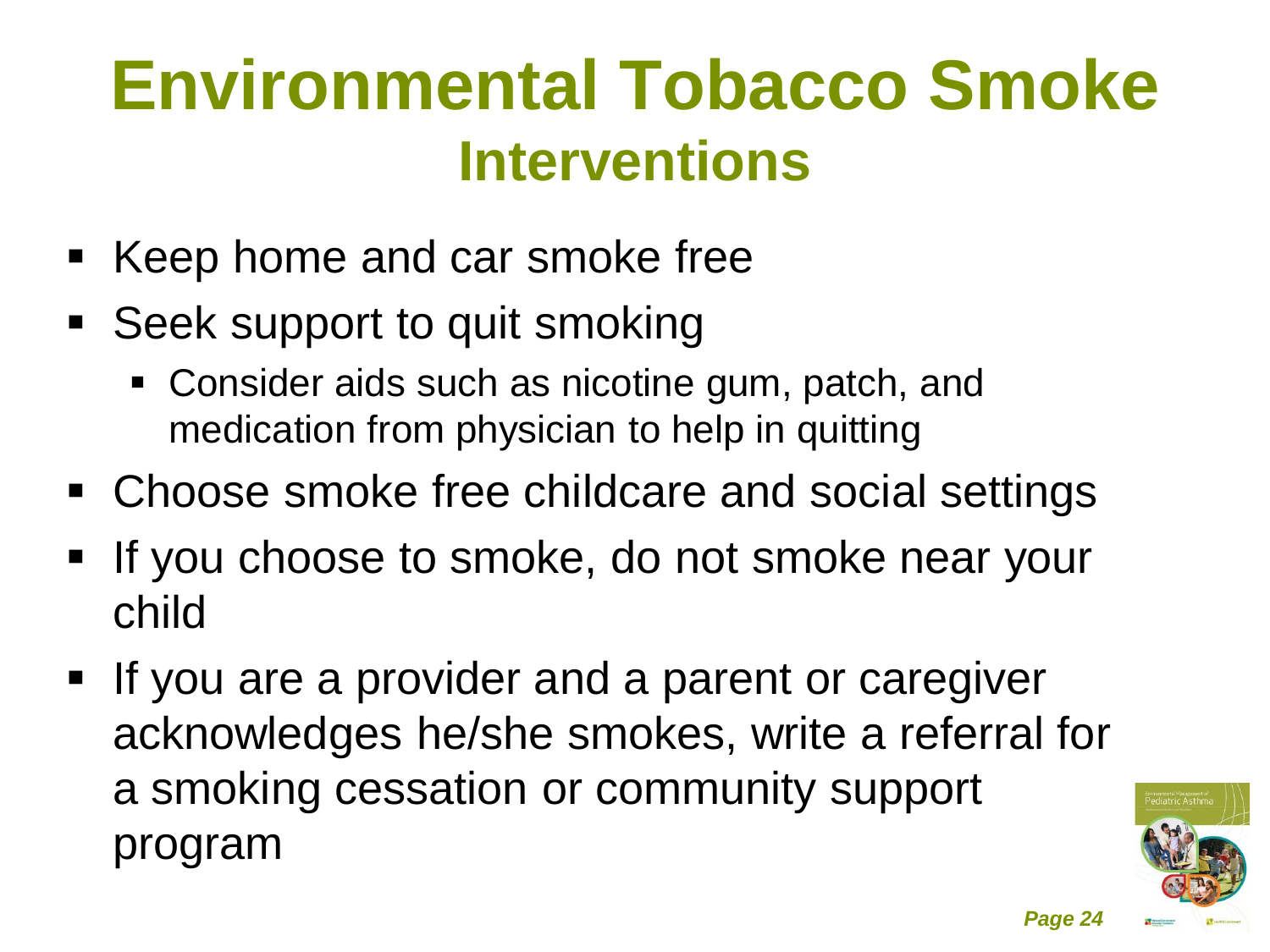# Environmental Tobacco Smoke

## Interventions

- Keep home and car smoke free
- Seek support to quit smoking
  - Consider aids such as nicotine gum, patch, and medication from physician to help in quitting
- Choose smoke free childcare and social settings
- If you choose to smoke, do not smoke near your child
- If you are a provider and a parent or caregiver acknowledges he/she smokes, write a referral for a smoking cessation or community support program

*Page 24*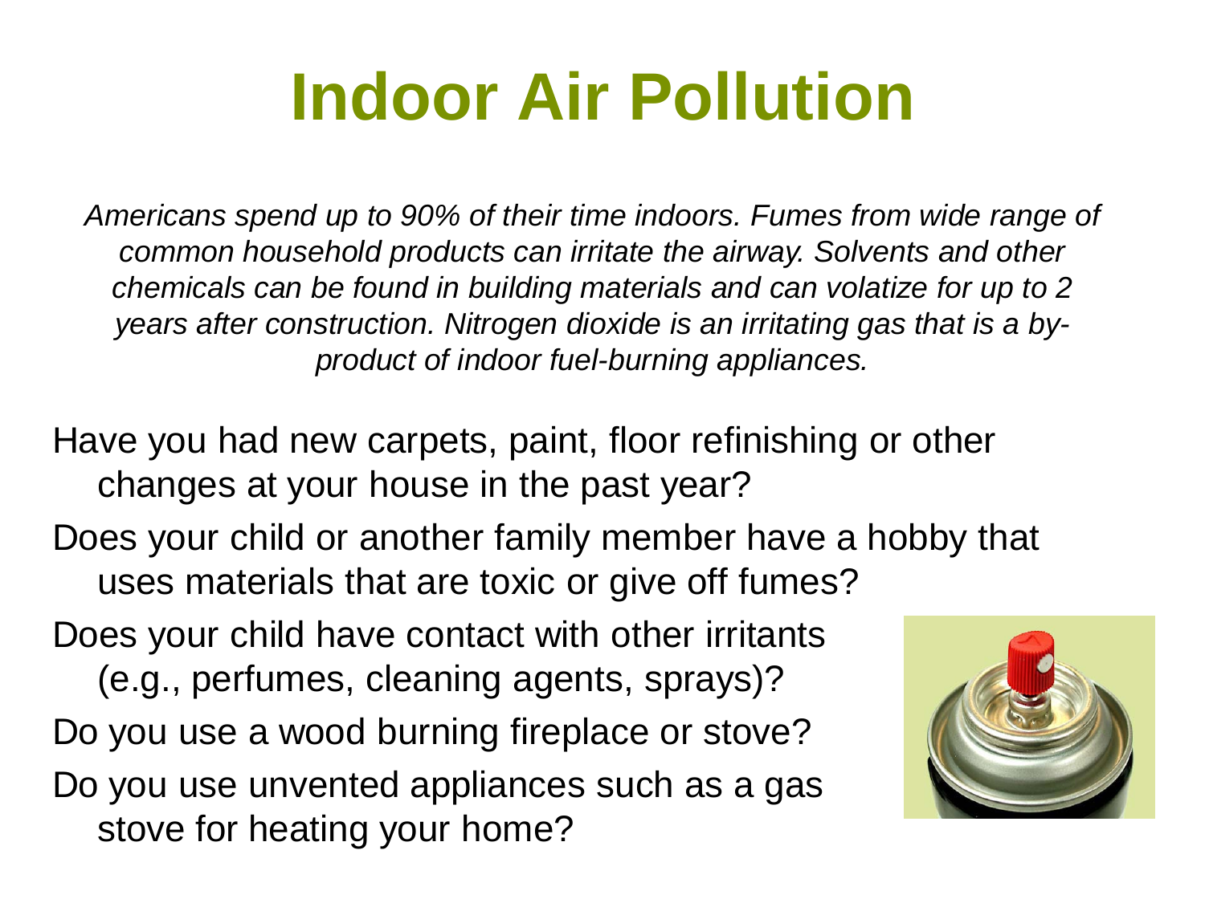# Indoor Air Pollution

*Americans spend up to 90% of their time indoors. Fumes from wide range of common household products can irritate the airway. Solvents and other chemicals can be found in building materials and can volatize for up to 2 years after construction. Nitrogen dioxide is an irritating gas that is a by-product of indoor fuel-burning appliances.*

Have you had new carpets, paint, floor refinishing or other changes at your house in the past year?

Does your child or another family member have a hobby that uses materials that are toxic or give off fumes?

Does your child have contact with other irritants (e.g., perfumes, cleaning agents, sprays)?

Do you use a wood burning fireplace or stove?

Do you use unvented appliances such as a gas stove for heating your home?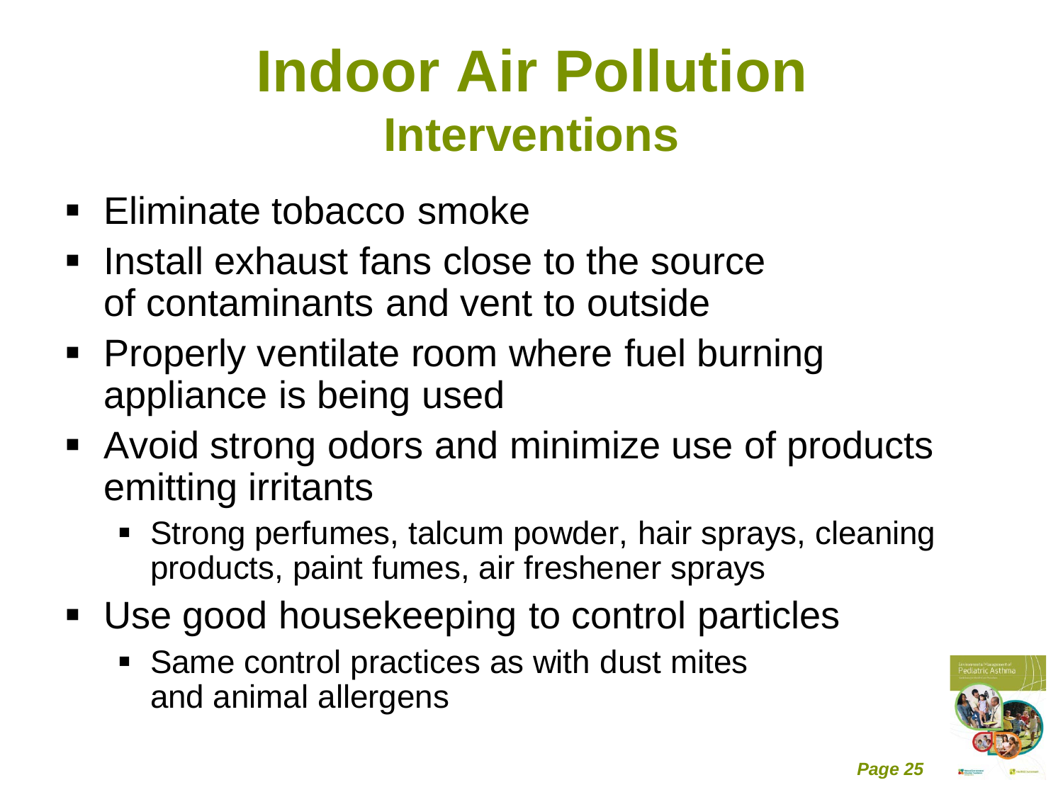# Indoor Air Pollution

## Interventions

- Eliminate tobacco smoke
- Install exhaust fans close to the source of contaminants and vent to outside
- Properly ventilate room where fuel burning appliance is being used
- Avoid strong odors and minimize use of products emitting irritants
  - Strong perfumes, talcum powder, hair sprays, cleaning products, paint fumes, air freshener sprays
- Use good housekeeping to control particles
  - Same control practices as with dust mites and animal allergens

*Page 25*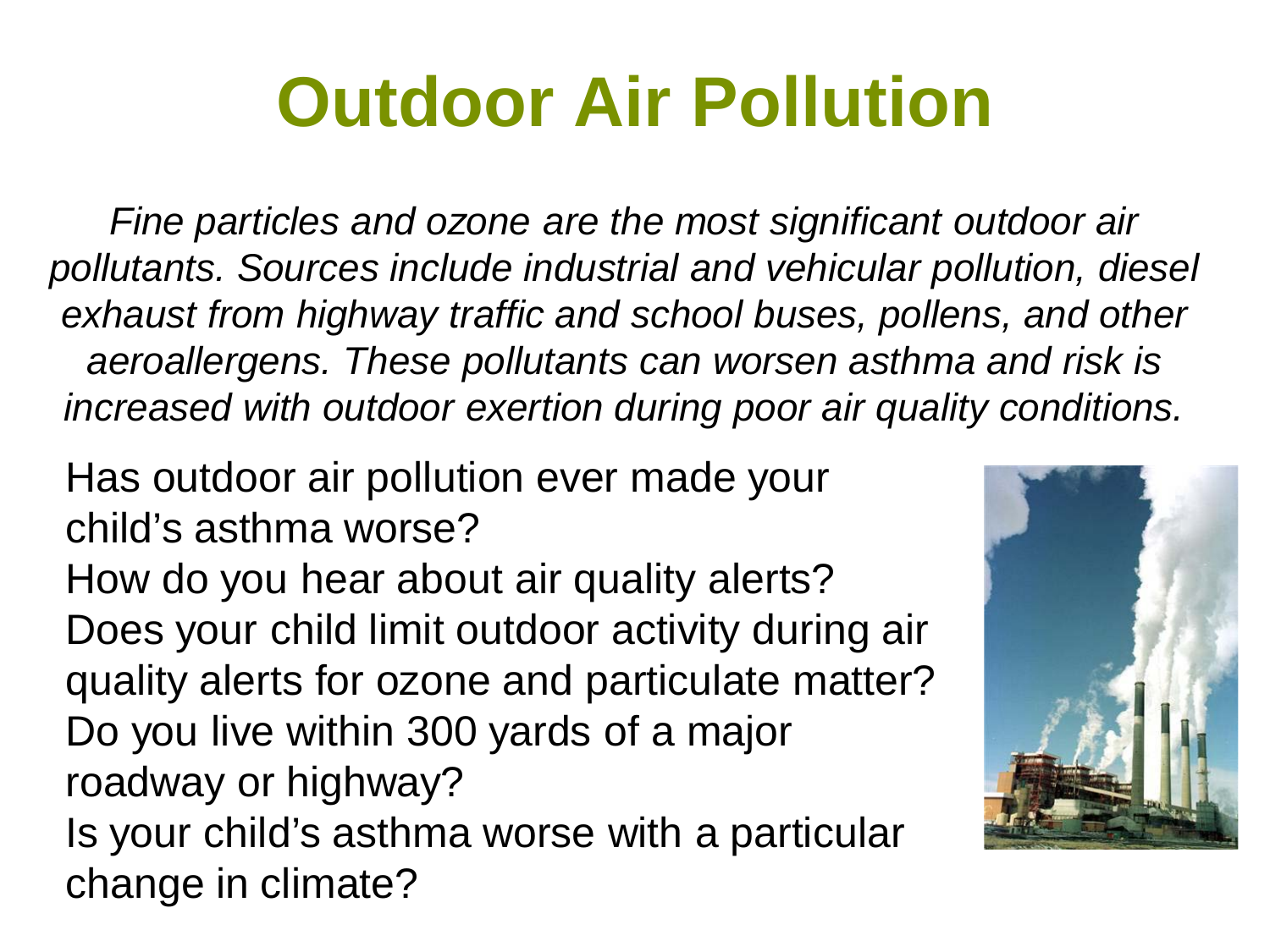# Outdoor Air Pollution

*Fine particles and ozone are the most significant outdoor air pollutants. Sources include industrial and vehicular pollution, diesel exhaust from highway traffic and school buses, pollens, and other aeroallergens. These pollutants can worsen asthma and risk is increased with outdoor exertion during poor air quality conditions.*

Has outdoor air pollution ever made your child's asthma worse?

How do you hear about air quality alerts?

Does your child limit outdoor activity during air quality alerts for ozone and particulate matter?

Do you live within 300 yards of a major roadway or highway?

Is your child's asthma worse with a particular change in climate?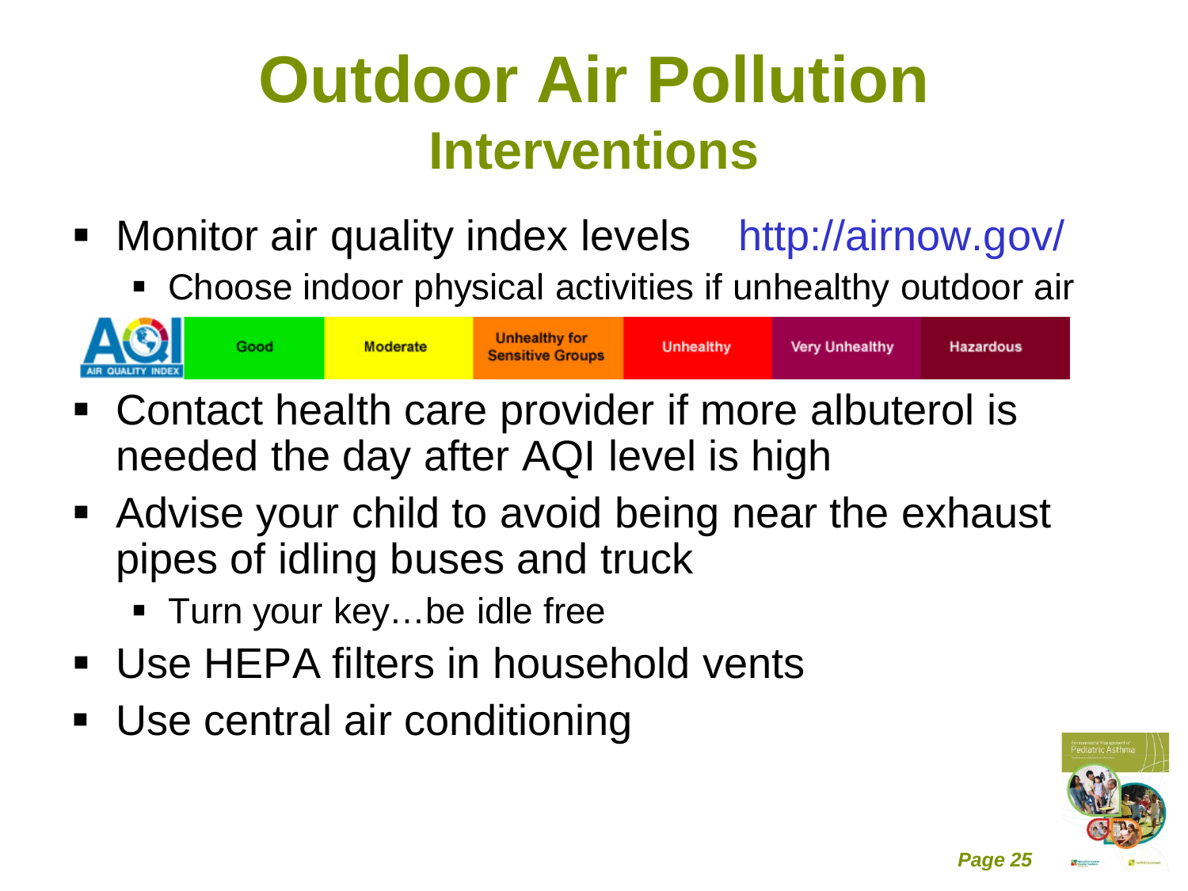# Outdoor Air Pollution

## Interventions

- Monitor air quality index levels http://airnow.gov/
  - Choose indoor physical activities if unhealthy outdoor air

| AQI AIR QUALITY INDEX | Good | Moderate | Unhealthy for Sensitive Groups | Unhealthy | Very Unhealthy | Hazardous |
|---|---|---|---|---|---|---|

- Contact health care provider if more albuterol is needed the day after AQI level is high
- Advise your child to avoid being near the exhaust pipes of idling buses and truck
  - Turn your key…be idle free
- Use HEPA filters in household vents
- Use central air conditioning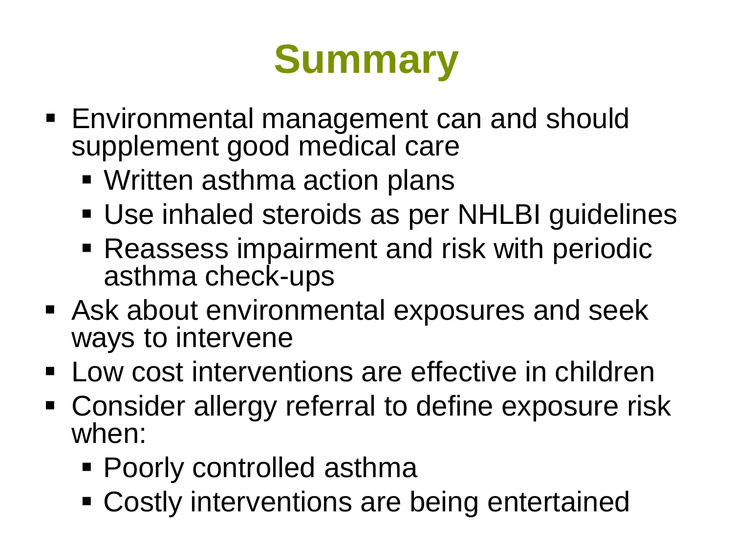# Summary

- Environmental management can and should supplement good medical care
  - Written asthma action plans
  - Use inhaled steroids as per NHLBI guidelines
  - Reassess impairment and risk with periodic asthma check-ups
- Ask about environmental exposures and seek ways to intervene
- Low cost interventions are effective in children
- Consider allergy referral to define exposure risk when:
  - Poorly controlled asthma
  - Costly interventions are being entertained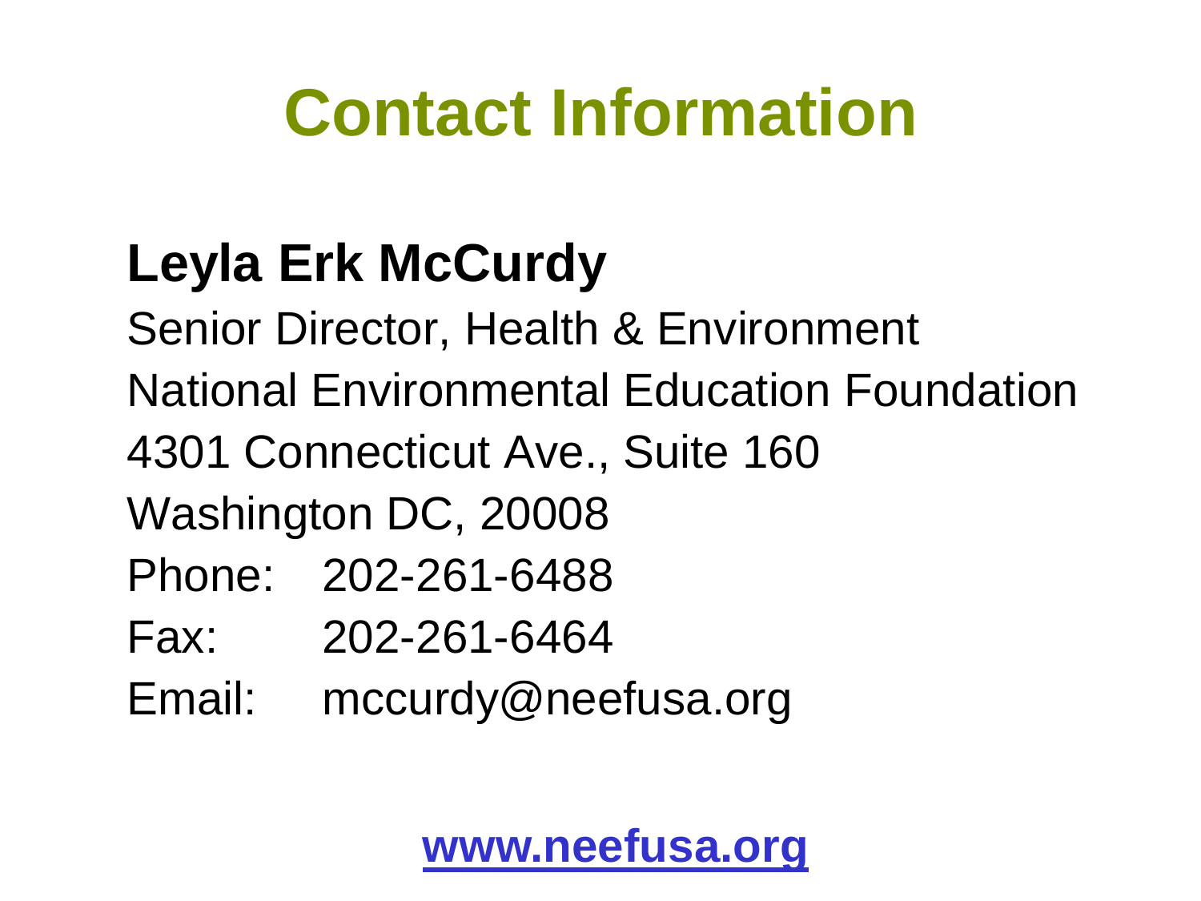# Contact Information

**Leyla Erk McCurdy**

Senior Director, Health & Environment

National Environmental Education Foundation

4301 Connecticut Ave., Suite 160

Washington DC, 20008

Phone: 202-261-6488

Fax: 202-261-6464

Email: mccurdy@neefusa.org

**www.neefusa.org**